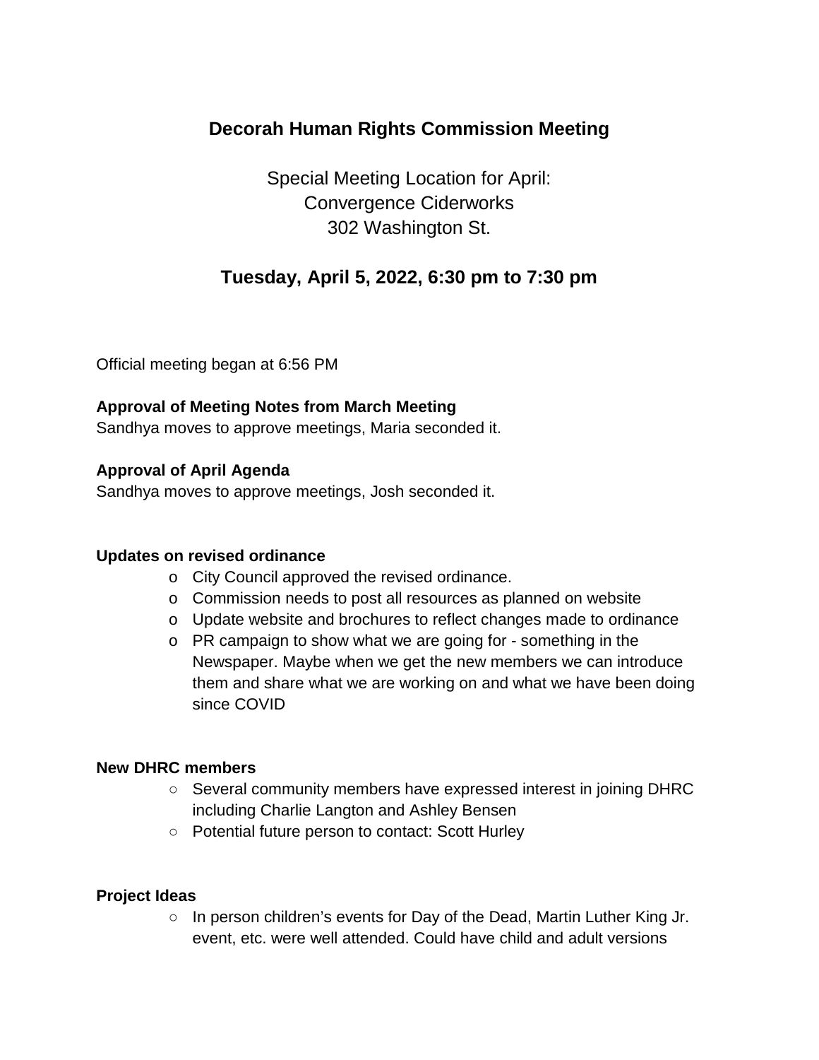# Decorah Human Rights Commission Meeting

Special Meeting Location for April:
Convergence Ciderworks
302 Washington St.

## Tuesday, April 5, 2022, 6:30 pm to 7:30 pm

Official meeting began at 6:56 PM

**Approval of Meeting Notes from March Meeting**
Sandhya moves to approve meetings, Maria seconded it.

**Approval of April Agenda**
Sandhya moves to approve meetings, Josh seconded it.

**Updates on revised ordinance**

- City Council approved the revised ordinance.
- Commission needs to post all resources as planned on website
- Update website and brochures to reflect changes made to ordinance
- PR campaign to show what we are going for - something in the Newspaper. Maybe when we get the new members we can introduce them and share what we are working on and what we have been doing since COVID

**New DHRC members**

- Several community members have expressed interest in joining DHRC including Charlie Langton and Ashley Bensen
- Potential future person to contact: Scott Hurley

**Project Ideas**

- In person children's events for Day of the Dead, Martin Luther King Jr. event, etc. were well attended. Could have child and adult versions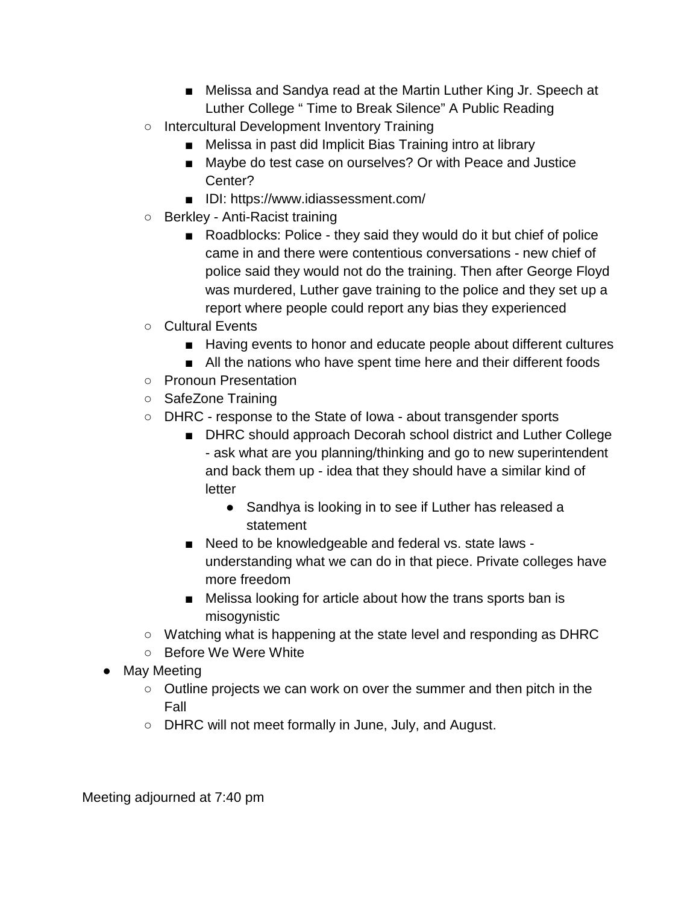- Melissa and Sandya read at the Martin Luther King Jr. Speech at Luther College " Time to Break Silence" A Public Reading
    - Intercultural Development Inventory Training
        - Melissa in past did Implicit Bias Training intro at library
        - Maybe do test case on ourselves? Or with Peace and Justice Center?
        - IDI: https://www.idiassessment.com/
    - Berkley - Anti-Racist training
        - Roadblocks: Police - they said they would do it but chief of police came in and there were contentious conversations - new chief of police said they would not do the training. Then after George Floyd was murdered, Luther gave training to the police and they set up a report where people could report any bias they experienced
    - Cultural Events
        - Having events to honor and educate people about different cultures
        - All the nations who have spent time here and their different foods
    - Pronoun Presentation
    - SafeZone Training
    - DHRC - response to the State of Iowa - about transgender sports
        - DHRC should approach Decorah school district and Luther College - ask what are you planning/thinking and go to new superintendent and back them up - idea that they should have a similar kind of letter
            - Sandhya is looking in to see if Luther has released a statement
        - Need to be knowledgeable and federal vs. state laws - understanding what we can do in that piece. Private colleges have more freedom
        - Melissa looking for article about how the trans sports ban is misogynistic
    - Watching what is happening at the state level and responding as DHRC
    - Before We Were White
- May Meeting
    - Outline projects we can work on over the summer and then pitch in the Fall
    - DHRC will not meet formally in June, July, and August.

Meeting adjourned at 7:40 pm